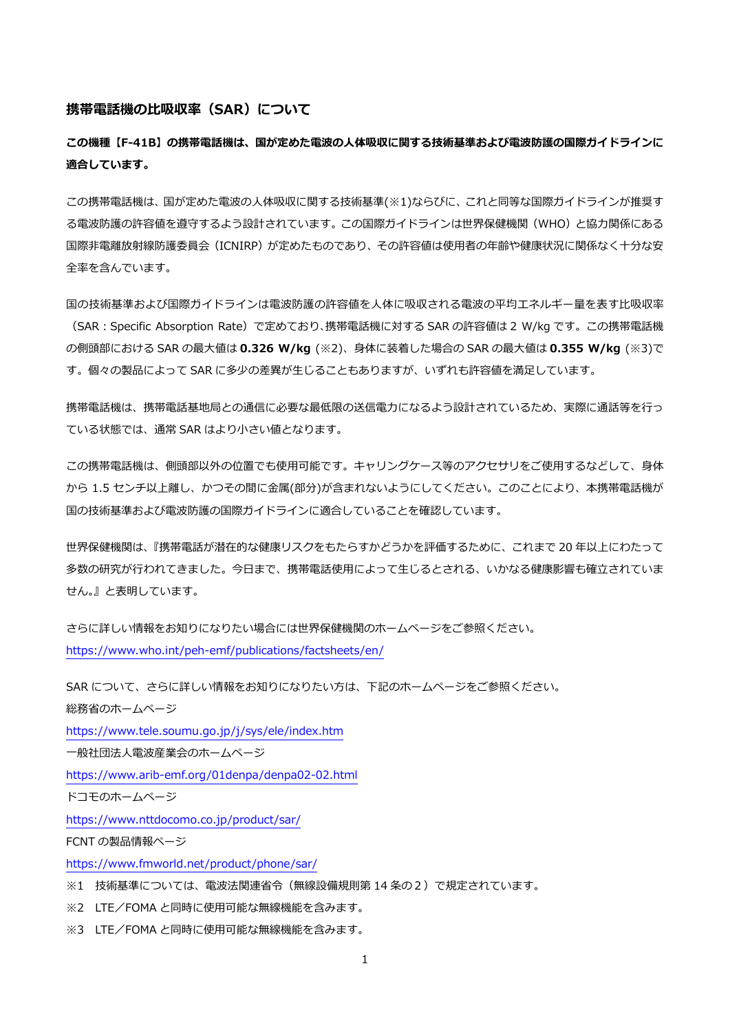## 携帯電話機の比吸収率（SAR）について

**この機種【F-41B】の携帯電話機は、国が定めた電波の人体吸収に関する技術基準および電波防護の国際ガイドラインに適合しています。**

この携帯電話機は、国が定めた電波の人体吸収に関する技術基準(※1)ならびに、これと同等な国際ガイドラインが推奨する電波防護の許容値を遵守するよう設計されています。この国際ガイドラインは世界保健機関（WHO）と協力関係にある国際非電離放射線防護委員会（ICNIRP）が定めたものであり、その許容値は使用者の年齢や健康状況に関係なく十分な安全率を含んでいます。

国の技術基準および国際ガイドラインは電波防護の許容値を人体に吸収される電波の平均エネルギー量を表す比吸収率（SAR：Specific Absorption Rate）で定めており、携帯電話機に対する SAR の許容値は 2 W/kg です。この携帯電話機の側頭部における SAR の最大値は **0.326 W/kg** (※2)、身体に装着した場合の SAR の最大値は **0.355 W/kg** (※3)です。個々の製品によって SAR に多少の差異が生じることもありますが、いずれも許容値を満足しています。

携帯電話機は、携帯電話基地局との通信に必要な最低限の送信電力になるよう設計されているため、実際に通話等を行っている状態では、通常 SAR はより小さい値となります。

この携帯電話機は、側頭部以外の位置でも使用可能です。キャリングケース等のアクセサリをご使用するなどして、身体から 1.5 センチ以上離し、かつその間に金属(部分)が含まれないようにしてください。このことにより、本携帯電話機が国の技術基準および電波防護の国際ガイドラインに適合していることを確認しています。

世界保健機関は、『携帯電話が潜在的な健康リスクをもたらすかどうかを評価するために、これまで 20 年以上にわたって多数の研究が行われてきました。今日まで、携帯電話使用によって生じるとされる、いかなる健康影響も確立されていません。』と表明しています。

さらに詳しい情報をお知りになりたい場合には世界保健機関のホームページをご参照ください。
https://www.who.int/peh-emf/publications/factsheets/en/

SAR について、さらに詳しい情報をお知りになりたい方は、下記のホームページをご参照ください。
総務省のホームページ
https://www.tele.soumu.go.jp/j/sys/ele/index.htm
一般社団法人電波産業会のホームページ
https://www.arib-emf.org/01denpa/denpa02-02.html
ドコモのホームページ
https://www.nttdocomo.co.jp/product/sar/
FCNT の製品情報ページ
https://www.fmworld.net/product/phone/sar/

※1　技術基準については、電波法関連省令（無線設備規則第 14 条の２）で規定されています。
※2　LTE／FOMA と同時に使用可能な無線機能を含みます。
※3　LTE／FOMA と同時に使用可能な無線機能を含みます。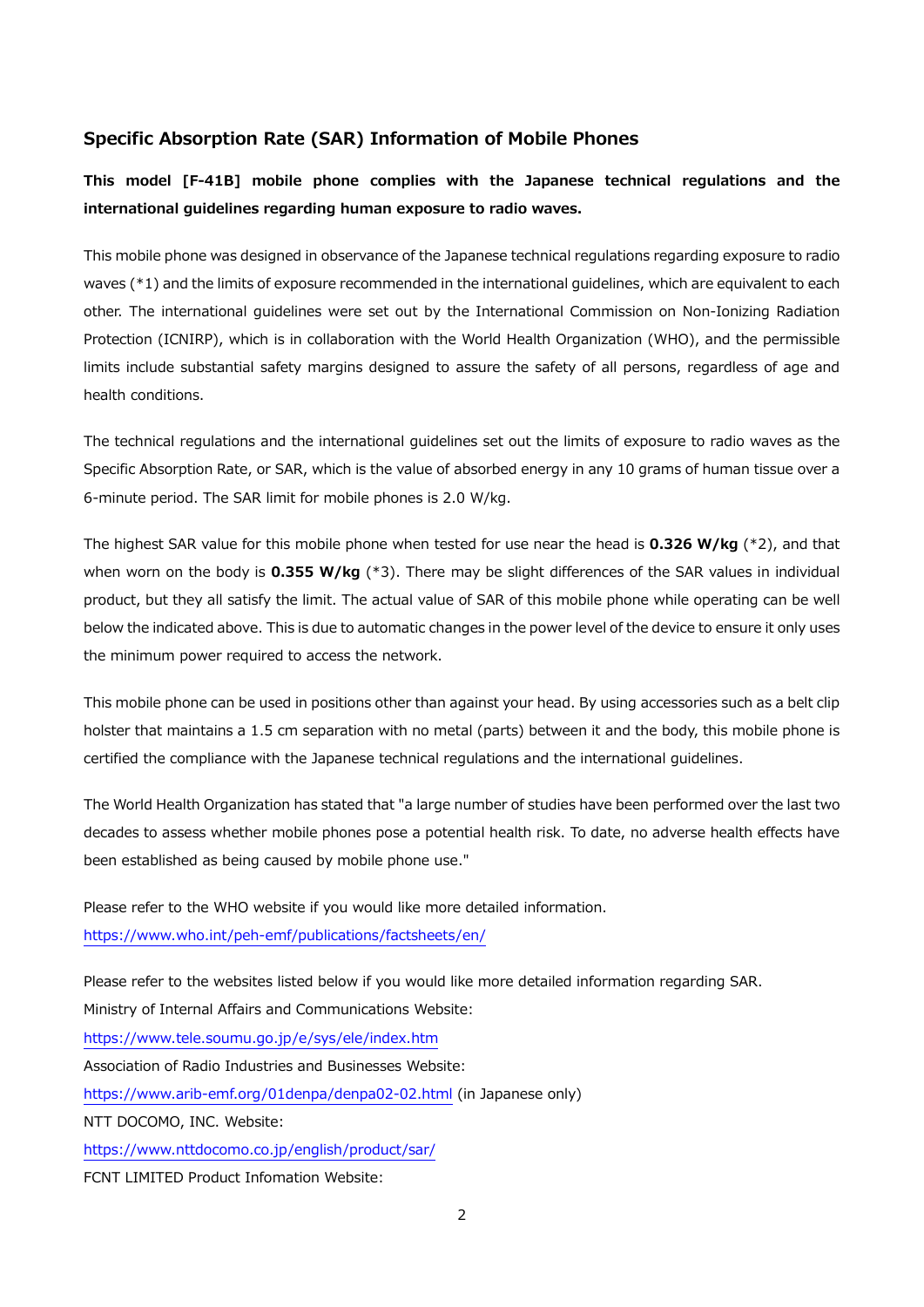## Specific Absorption Rate (SAR) Information of Mobile Phones

**This model [F-41B] mobile phone complies with the Japanese technical regulations and the international guidelines regarding human exposure to radio waves.**

This mobile phone was designed in observance of the Japanese technical regulations regarding exposure to radio waves (*1) and the limits of exposure recommended in the international guidelines, which are equivalent to each other. The international guidelines were set out by the International Commission on Non-Ionizing Radiation Protection (ICNIRP), which is in collaboration with the World Health Organization (WHO), and the permissible limits include substantial safety margins designed to assure the safety of all persons, regardless of age and health conditions.

The technical regulations and the international guidelines set out the limits of exposure to radio waves as the Specific Absorption Rate, or SAR, which is the value of absorbed energy in any 10 grams of human tissue over a 6-minute period. The SAR limit for mobile phones is 2.0 W/kg.

The highest SAR value for this mobile phone when tested for use near the head is **0.326 W/kg** (*2), and that when worn on the body is **0.355 W/kg** (*3). There may be slight differences of the SAR values in individual product, but they all satisfy the limit. The actual value of SAR of this mobile phone while operating can be well below the indicated above. This is due to automatic changes in the power level of the device to ensure it only uses the minimum power required to access the network.

This mobile phone can be used in positions other than against your head. By using accessories such as a belt clip holster that maintains a 1.5 cm separation with no metal (parts) between it and the body, this mobile phone is certified the compliance with the Japanese technical regulations and the international guidelines.

The World Health Organization has stated that "a large number of studies have been performed over the last two decades to assess whether mobile phones pose a potential health risk. To date, no adverse health effects have been established as being caused by mobile phone use."

Please refer to the WHO website if you would like more detailed information.
https://www.who.int/peh-emf/publications/factsheets/en/

Please refer to the websites listed below if you would like more detailed information regarding SAR.
Ministry of Internal Affairs and Communications Website:
https://www.tele.soumu.go.jp/e/sys/ele/index.htm
Association of Radio Industries and Businesses Website:
https://www.arib-emf.org/01denpa/denpa02-02.html (in Japanese only)
NTT DOCOMO, INC. Website:
https://www.nttdocomo.co.jp/english/product/sar/
FCNT LIMITED Product Infomation Website: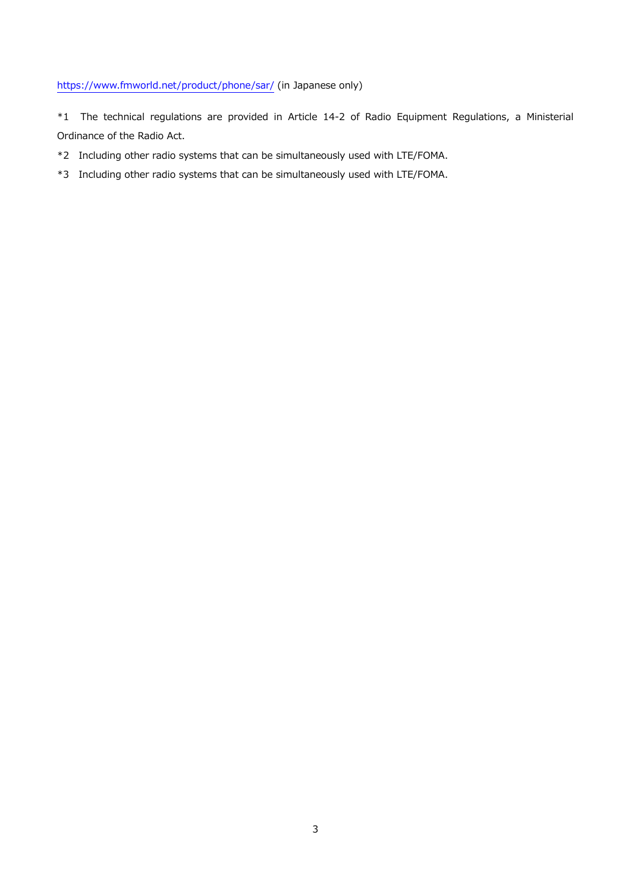[https://www.fmworld.net/product/phone/sar/](https://www.fmworld.net/product/phone/sar/) (in Japanese only)

*1 The technical regulations are provided in Article 14-2 of Radio Equipment Regulations, a Ministerial Ordinance of the Radio Act.

*2 Including other radio systems that can be simultaneously used with LTE/FOMA.

*3 Including other radio systems that can be simultaneously used with LTE/FOMA.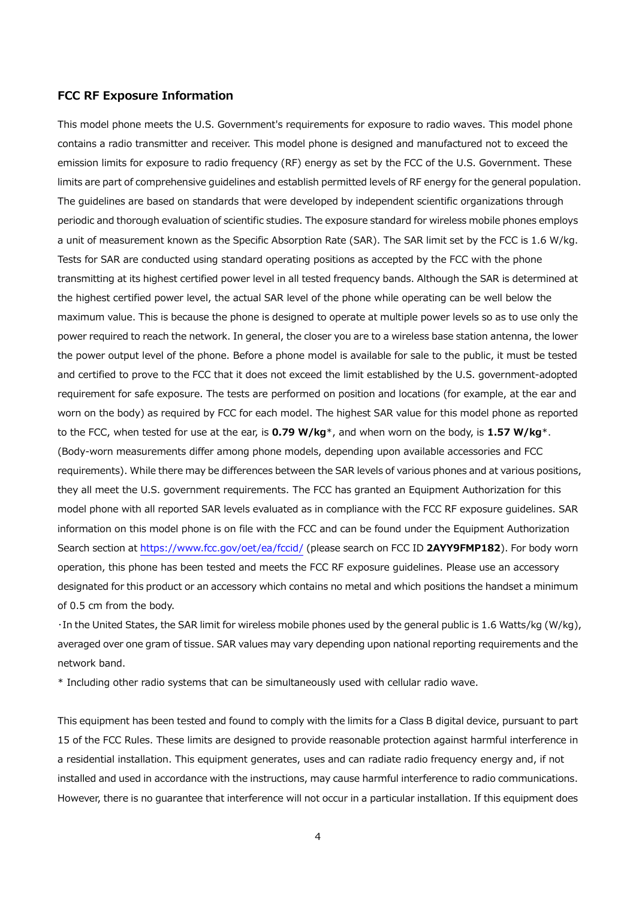## FCC RF Exposure Information

This model phone meets the U.S. Government's requirements for exposure to radio waves. This model phone contains a radio transmitter and receiver. This model phone is designed and manufactured not to exceed the emission limits for exposure to radio frequency (RF) energy as set by the FCC of the U.S. Government. These limits are part of comprehensive guidelines and establish permitted levels of RF energy for the general population. The guidelines are based on standards that were developed by independent scientific organizations through periodic and thorough evaluation of scientific studies. The exposure standard for wireless mobile phones employs a unit of measurement known as the Specific Absorption Rate (SAR). The SAR limit set by the FCC is 1.6 W/kg. Tests for SAR are conducted using standard operating positions as accepted by the FCC with the phone transmitting at its highest certified power level in all tested frequency bands. Although the SAR is determined at the highest certified power level, the actual SAR level of the phone while operating can be well below the maximum value. This is because the phone is designed to operate at multiple power levels so as to use only the power required to reach the network. In general, the closer you are to a wireless base station antenna, the lower the power output level of the phone. Before a phone model is available for sale to the public, it must be tested and certified to prove to the FCC that it does not exceed the limit established by the U.S. government-adopted requirement for safe exposure. The tests are performed on position and locations (for example, at the ear and worn on the body) as required by FCC for each model. The highest SAR value for this model phone as reported to the FCC, when tested for use at the ear, is **0.79 W/kg***, and when worn on the body, is **1.57 W/kg***. (Body-worn measurements differ among phone models, depending upon available accessories and FCC requirements). While there may be differences between the SAR levels of various phones and at various positions, they all meet the U.S. government requirements. The FCC has granted an Equipment Authorization for this model phone with all reported SAR levels evaluated as in compliance with the FCC RF exposure guidelines. SAR information on this model phone is on file with the FCC and can be found under the Equipment Authorization Search section at https://www.fcc.gov/oet/ea/fccid/ (please search on FCC ID **2AYY9FMP182**). For body worn operation, this phone has been tested and meets the FCC RF exposure guidelines. Please use an accessory designated for this product or an accessory which contains no metal and which positions the handset a minimum of 0.5 cm from the body.

・In the United States, the SAR limit for wireless mobile phones used by the general public is 1.6 Watts/kg (W/kg), averaged over one gram of tissue. SAR values may vary depending upon national reporting requirements and the network band.

* Including other radio systems that can be simultaneously used with cellular radio wave.

This equipment has been tested and found to comply with the limits for a Class B digital device, pursuant to part 15 of the FCC Rules. These limits are designed to provide reasonable protection against harmful interference in a residential installation. This equipment generates, uses and can radiate radio frequency energy and, if not installed and used in accordance with the instructions, may cause harmful interference to radio communications. However, there is no guarantee that interference will not occur in a particular installation. If this equipment does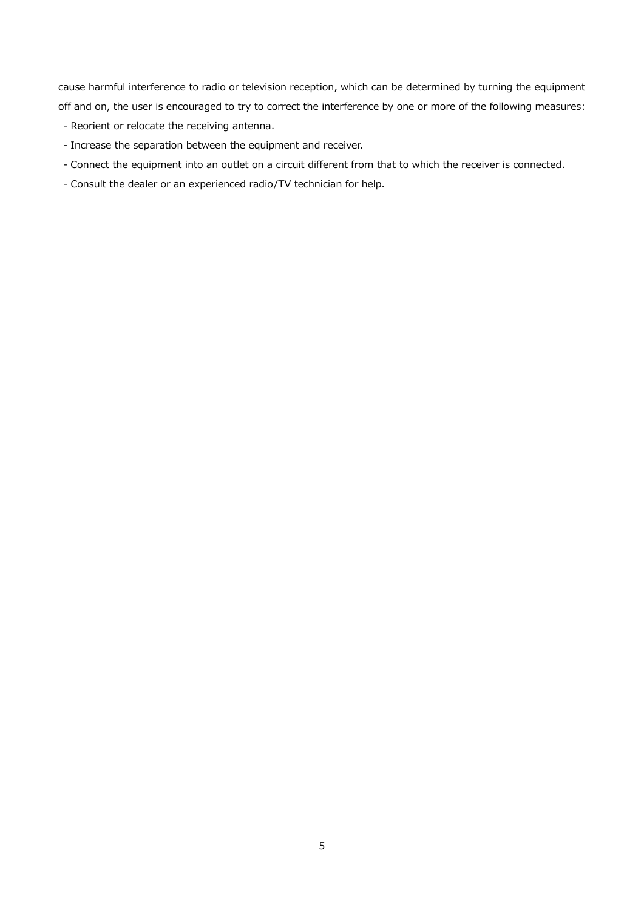cause harmful interference to radio or television reception, which can be determined by turning the equipment off and on, the user is encouraged to try to correct the interference by one or more of the following measures:

- Reorient or relocate the receiving antenna.
- Increase the separation between the equipment and receiver.
- Connect the equipment into an outlet on a circuit different from that to which the receiver is connected.
- Consult the dealer or an experienced radio/TV technician for help.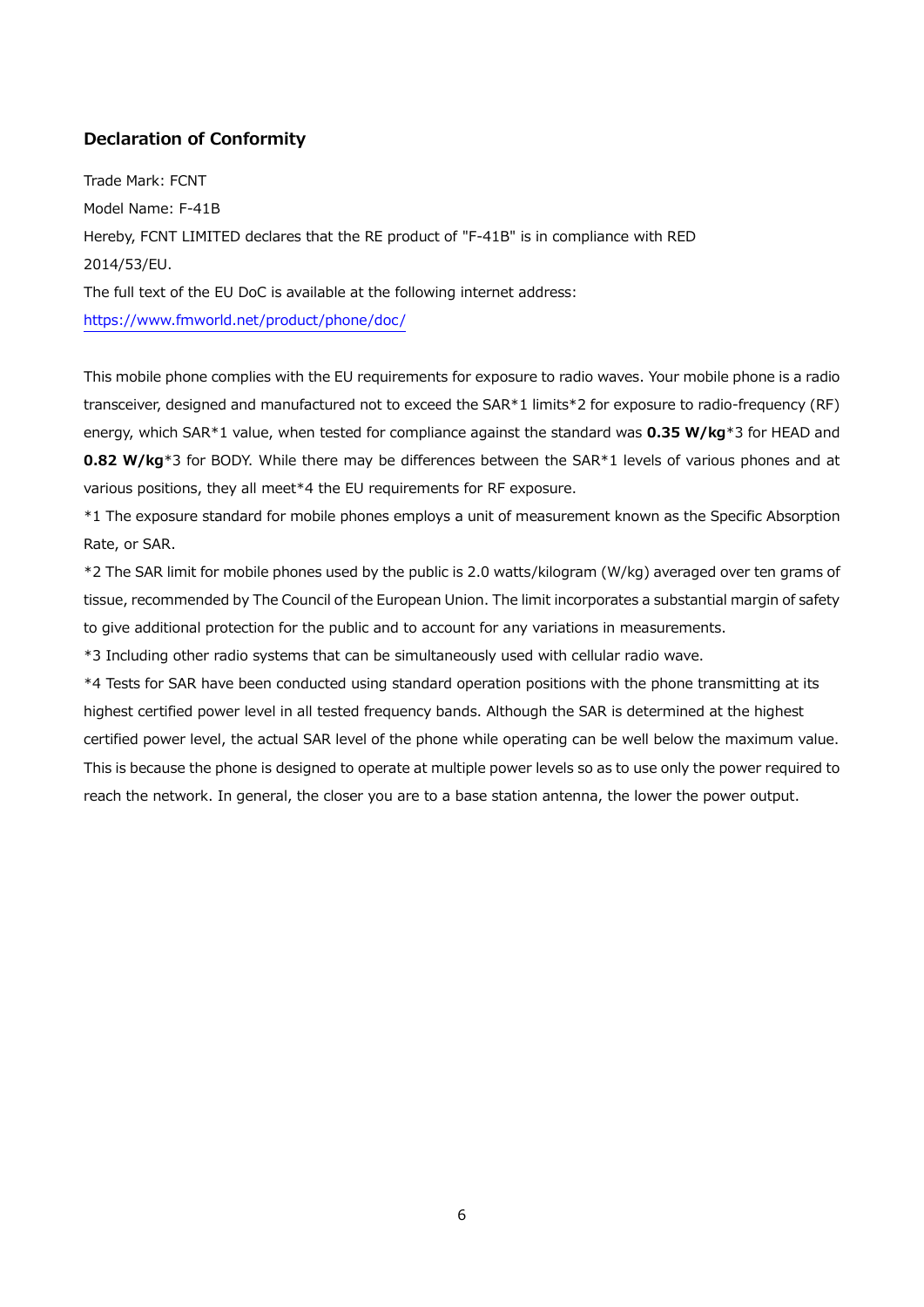## Declaration of Conformity

Trade Mark: FCNT

Model Name: F-41B

Hereby, FCNT LIMITED declares that the RE product of "F-41B" is in compliance with RED 2014/53/EU.

The full text of the EU DoC is available at the following internet address:

https://www.fmworld.net/product/phone/doc/

This mobile phone complies with the EU requirements for exposure to radio waves. Your mobile phone is a radio transceiver, designed and manufactured not to exceed the SAR*1 limits*2 for exposure to radio-frequency (RF) energy, which SAR*1 value, when tested for compliance against the standard was **0.35 W/kg***3 for HEAD and **0.82 W/kg***3 for BODY. While there may be differences between the SAR*1 levels of various phones and at various positions, they all meet*4 the EU requirements for RF exposure.

*1 The exposure standard for mobile phones employs a unit of measurement known as the Specific Absorption Rate, or SAR.

*2 The SAR limit for mobile phones used by the public is 2.0 watts/kilogram (W/kg) averaged over ten grams of tissue, recommended by The Council of the European Union. The limit incorporates a substantial margin of safety to give additional protection for the public and to account for any variations in measurements.

*3 Including other radio systems that can be simultaneously used with cellular radio wave.

*4 Tests for SAR have been conducted using standard operation positions with the phone transmitting at its highest certified power level in all tested frequency bands. Although the SAR is determined at the highest certified power level, the actual SAR level of the phone while operating can be well below the maximum value. This is because the phone is designed to operate at multiple power levels so as to use only the power required to reach the network. In general, the closer you are to a base station antenna, the lower the power output.